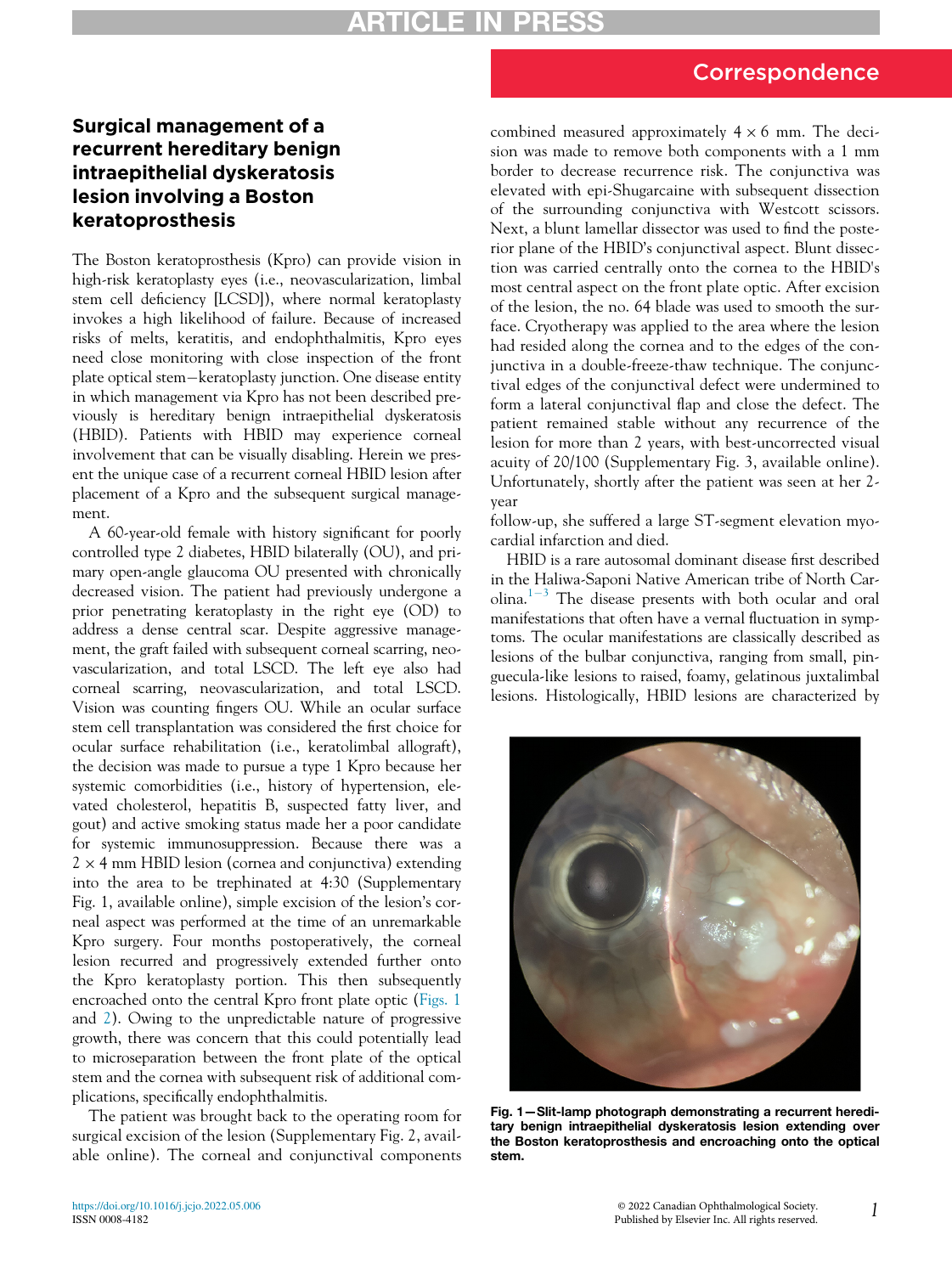# Surgical management of a recurrent hereditary benign intraepithelial dyskeratosis lesion involving a Boston keratoprosthesis

The Boston keratoprosthesis (Kpro) can provide vision in high-risk keratoplasty eyes (i.e., neovascularization, limbal stem cell deficiency [LCSD]), where normal keratoplasty invokes a high likelihood of failure. Because of increased risks of melts, keratitis, and endophthalmitis, Kpro eyes need close monitoring with close inspection of the front plate optical stem–keratoplasty junction. One disease entity in which management via Kpro has not been described previously is hereditary benign intraepithelial dyskeratosis (HBID). Patients with HBID may experience corneal involvement that can be visually disabling. Herein we present the unique case of a recurrent corneal HBID lesion after placement of a Kpro and the subsequent surgical management.

A 60-year-old female with history significant for poorly controlled type 2 diabetes, HBID bilaterally (OU), and primary open-angle glaucoma OU presented with chronically decreased vision. The patient had previously undergone a prior penetrating keratoplasty in the right eye (OD) to address a dense central scar. Despite aggressive management, the graft failed with subsequent corneal scarring, neovascularization, and total LSCD. The left eye also had corneal scarring, neovascularization, and total LSCD. Vision was counting fingers OU. While an ocular surface stem cell transplantation was considered the first choice for ocular surface rehabilitation (i.e., keratolimbal allograft), the decision was made to pursue a type 1 Kpro because her systemic comorbidities (i.e., history of hypertension, elevated cholesterol, hepatitis B, suspected fatty liver, and gout) and active smoking status made her a poor candidate for systemic immunosuppression. Because there was a $2 \times 4$ mm HBID lesion (cornea and conjunctiva) extending into the area to be trephinated at 4:30 (Supplementary Fig. 1, available online), simple excision of the lesion's corneal aspect was performed at the time of an unremarkable Kpro surgery. Four months postoperatively, the corneal lesion recurred and progressively extended further onto the Kpro keratoplasty portion. This then subsequently encroached onto the central Kpro front plate optic (Figs. 1 and 2). Owing to the unpredictable nature of progressive growth, there was concern that this could potentially lead to microseparation between the front plate of the optical stem and the cornea with subsequent risk of additional complications, specifically endophthalmitis.

The patient was brought back to the operating room for surgical excision of the lesion (Supplementary Fig. 2, available online). The corneal and conjunctival components combined measured approximately $4 \times 6$ mm. The decision was made to remove both components with a 1 mm border to decrease recurrence risk. The conjunctiva was elevated with epi-Shugarcaine with subsequent dissection of the surrounding conjunctiva with Westcott scissors. Next, a blunt lamellar dissector was used to find the posterior plane of the HBID's conjunctival aspect. Blunt dissection was carried centrally onto the cornea to the HBID's most central aspect on the front plate optic. After excision of the lesion, the no. 64 blade was used to smooth the surface. Cryotherapy was applied to the area where the lesion had resided along the cornea and to the edges of the conjunctiva in a double-freeze-thaw technique. The conjunctival edges of the conjunctival defect were undermined to form a lateral conjunctival flap and close the defect. The patient remained stable without any recurrence of the lesion for more than 2 years, with best-uncorrected visual acuity of 20/100 (Supplementary Fig. 3, available online). Unfortunately, shortly after the patient was seen at her 2-year follow-up, she suffered a large ST-segment elevation myocardial infarction and died.

HBID is a rare autosomal dominant disease first described in the Haliwa-Saponi Native American tribe of North Carolina.[1–3] The disease presents with both ocular and oral manifestations that often have a vernal fluctuation in symptoms. The ocular manifestations are classically described as lesions of the bulbar conjunctiva, ranging from small, pinguecula-like lesions to raised, foamy, gelatinous juxtalimbal lesions. Histologically, HBID lesions are characterized by

**Fig. 1—Slit-lamp photograph demonstrating a recurrent hereditary benign intraepithelial dyskeratosis lesion extending over the Boston keratoprosthesis and encroaching onto the optical stem.**

https://doi.org/10.1016/j.jcjo.2022.05.006
ISSN 0008-4182

© 2022 Canadian Ophthalmological Society. Published by Elsevier Inc. All rights reserved.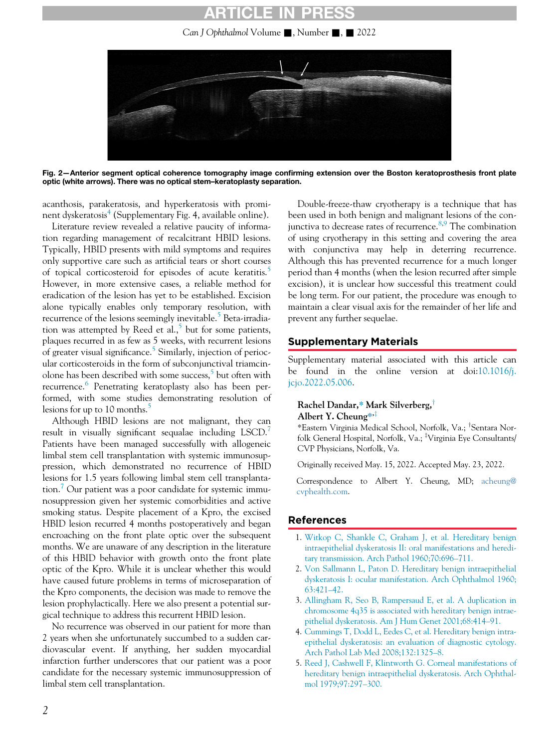Fig. 2—Anterior segment optical coherence tomography image confirming extension over the Boston keratoprosthesis front plate optic (white arrows). There was no optical stem–keratoplasty separation.

acanthosis, parakeratosis, and hyperkeratosis with prominent dyskeratosis[4] (Supplementary Fig. 4, available online).

Literature review revealed a relative paucity of information regarding management of recalcitrant HBID lesions. Typically, HBID presents with mild symptoms and requires only supportive care such as artificial tears or short courses of topical corticosteroid for episodes of acute keratitis.[5] However, in more extensive cases, a reliable method for eradication of the lesion has yet to be established. Excision alone typically enables only temporary resolution, with recurrence of the lesions seemingly inevitable.[5] Beta-irradiation was attempted by Reed et al.,[5] but for some patients, plaques recurred in as few as 5 weeks, with recurrent lesions of greater visual significance.[5] Similarly, injection of periocular corticosteroids in the form of subconjunctival triamcinolone has been described with some success,[5] but often with recurrence.[6] Penetrating keratoplasty also has been performed, with some studies demonstrating resolution of lesions for up to 10 months.[5]

Although HBID lesions are not malignant, they can result in visually significant sequalae including LSCD.[7] Patients have been managed successfully with allogeneic limbal stem cell transplantation with systemic immunosuppression, which demonstrated no recurrence of HBID lesions for 1.5 years following limbal stem cell transplantation.[7] Our patient was a poor candidate for systemic immunosuppression given her systemic comorbidities and active smoking status. Despite placement of a Kpro, the excised HBID lesion recurred 4 months postoperatively and began encroaching on the front plate optic over the subsequent months. We are unaware of any description in the literature of this HBID behavior with growth onto the front plate optic of the Kpro. While it is unclear whether this would have caused future problems in terms of microseparation of the Kpro components, the decision was made to remove the lesion prophylactically. Here we also present a potential surgical technique to address this recurrent HBID lesion.

No recurrence was observed in our patient for more than 2 years when she unfortunately succumbed to a sudden cardiovascular event. If anything, her sudden myocardial infarction further underscores that our patient was a poor candidate for the necessary systemic immunosuppression of limbal stem cell transplantation.

Double-freeze-thaw cryotherapy is a technique that has been used in both benign and malignant lesions of the conjunctiva to decrease rates of recurrence.[8,9] The combination of using cryotherapy in this setting and covering the area with conjunctiva may help in deterring recurrence. Although this has prevented recurrence for a much longer period than 4 months (when the lesion recurred after simple excision), it is unclear how successful this treatment could be long term. For our patient, the procedure was enough to maintain a clear visual axis for the remainder of her life and prevent any further sequelae.

## Supplementary Materials

Supplementary material associated with this article can be found in the online version at doi:10.1016/j.jcjo.2022.05.006.

**Rachel Dandar,[*] Mark Silverberg,[†] Albert Y. Cheung[*,‡]**

[*]Eastern Virginia Medical School, Norfolk, Va.; [†]Sentara Norfolk General Hospital, Norfolk, Va.; [‡]Virginia Eye Consultants/CVP Physicians, Norfolk, Va.

Originally received May. 15, 2022. Accepted May. 23, 2022.

Correspondence to Albert Y. Cheung, MD; acheung@cvphealth.com.

## References

1. Witkop C, Shankle C, Graham J, et al. Hereditary benign intraepithelial dyskeratosis II: oral manifestations and hereditary transmission. Arch Pathol 1960;70:696–711.
2. Von Sallmann L, Paton D. Hereditary benign intraepithelial dyskeratosis I: ocular manifestation. Arch Ophthalmol 1960; 63:421–42.
3. Allingham R, Seo B, Rampersaud E, et al. A duplication in chromosome 4q35 is associated with hereditary benign intraepithelial dyskeratosis. Am J Hum Genet 2001;68:414–91.
4. Cummings T, Dodd L, Eedes C, et al. Hereditary benign intraepithelial dyskeratosis: an evaluation of diagnostic cytology. Arch Pathol Lab Med 2008;132:1325–8.
5. Reed J, Cashwell F, Klintworth G. Corneal manifestations of hereditary benign intraepithelial dyskeratosis. Arch Ophthalmol 1979;97:297–300.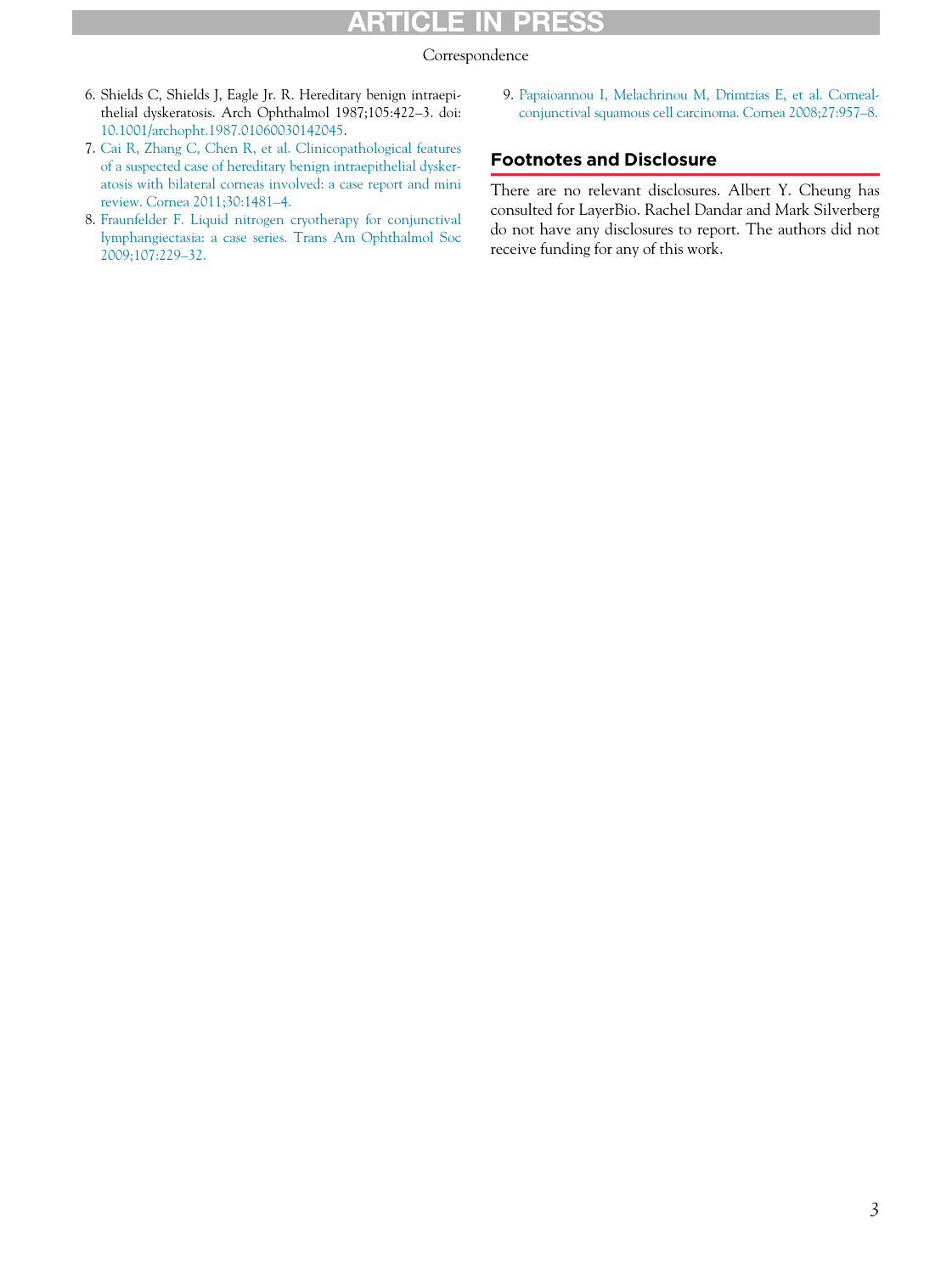6. Shields C, Shields J, Eagle Jr. R. Hereditary benign intraepithelial dyskeratosis. Arch Ophthalmol 1987;105:422–3. doi: 10.1001/archopht.1987.01060030142045.
7. Cai R, Zhang C, Chen R, et al. Clinicopathological features of a suspected case of hereditary benign intraepithelial dyskeratosis with bilateral corneas involved: a case report and mini review. Cornea 2011;30:1481–4.
8. Fraunfelder F. Liquid nitrogen cryotherapy for conjunctival lymphangiectasia: a case series. Trans Am Ophthalmol Soc 2009;107:229–32.
9. Papaioannou I, Melachrinou M, Drimtzias E, et al. Corneal-conjunctival squamous cell carcinoma. Cornea 2008;27:957–8.

## Footnotes and Disclosure

There are no relevant disclosures. Albert Y. Cheung has consulted for LayerBio. Rachel Dandar and Mark Silverberg do not have any disclosures to report. The authors did not receive funding for any of this work.